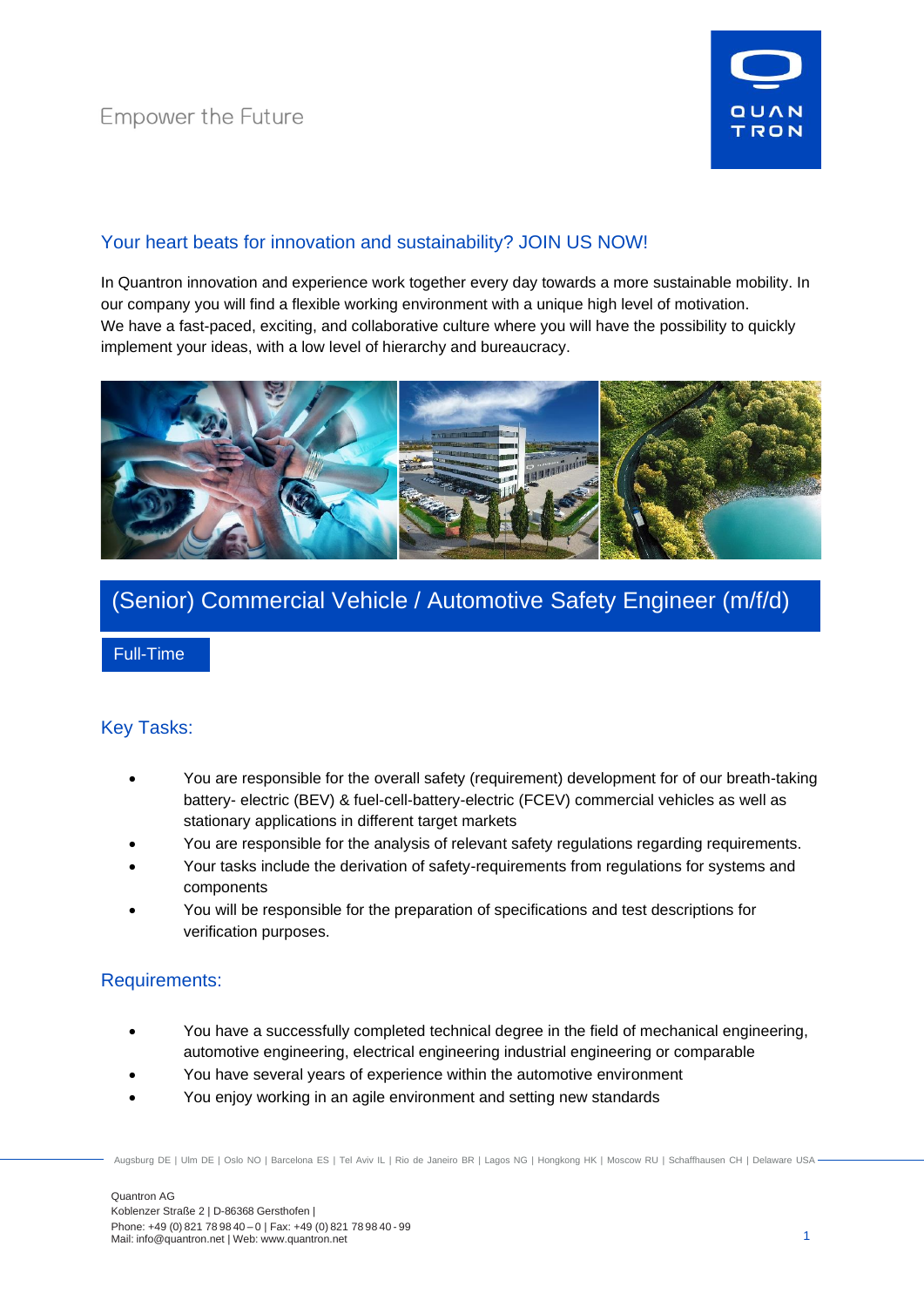Empower the Future

QUAN TRON

## Your heart beats for innovation and sustainability? JOIN US NOW!

In Quantron innovation and experience work together every day towards a more sustainable mobility. In our company you will find a flexible working environment with a unique high level of motivation. We have a fast-paced, exciting, and collaborative culture where you will have the possibility to quickly implement your ideas, with a low level of hierarchy and bureaucracy.

# (Senior) Commercial Vehicle / Automotive Safety Engineer (m/f/d)

Full-Time

## Key Tasks:

- You are responsible for the overall safety (requirement) development for of our breath-taking battery- electric (BEV) & fuel-cell-battery-electric (FCEV) commercial vehicles as well as stationary applications in different target markets
- You are responsible for the analysis of relevant safety regulations regarding requirements.
- Your tasks include the derivation of safety-requirements from regulations for systems and components
- You will be responsible for the preparation of specifications and test descriptions for verification purposes.

## Requirements:

- You have a successfully completed technical degree in the field of mechanical engineering, automotive engineering, electrical engineering industrial engineering or comparable
- You have several years of experience within the automotive environment
- You enjoy working in an agile environment and setting new standards

Augsburg DE | Ulm DE | Oslo NO | Barcelona ES | Tel Aviv IL | Rio de Janeiro BR | Lagos NG | Hongkong HK | Moscow RU | Schaffhausen CH | Delaware USA

Quantron AG
Koblenzer Straße 2 | D-86368 Gersthofen |
Phone: +49 (0) 821 78 98 40 – 0 | Fax: +49 (0) 821 78 98 40 - 99
Mail: info@quantron.net | Web: www.quantron.net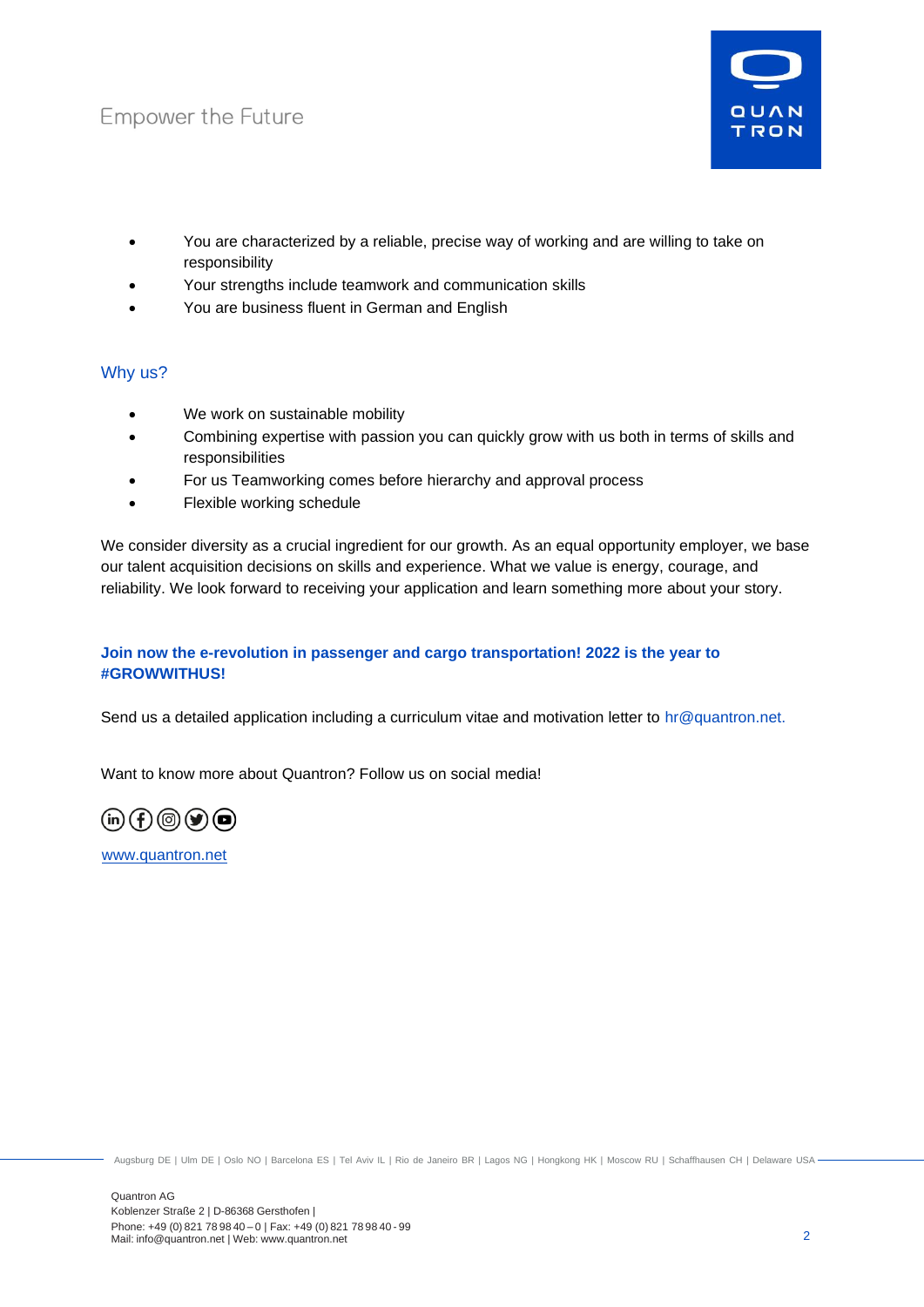- You are characterized by a reliable, precise way of working and are willing to take on responsibility
- Your strengths include teamwork and communication skills
- You are business fluent in German and English

## Why us?

- We work on sustainable mobility
- Combining expertise with passion you can quickly grow with us both in terms of skills and responsibilities
- For us Teamworking comes before hierarchy and approval process
- Flexible working schedule

We consider diversity as a crucial ingredient for our growth. As an equal opportunity employer, we base our talent acquisition decisions on skills and experience. What we value is energy, courage, and reliability. We look forward to receiving your application and learn something more about your story.

**Join now the e-revolution in passenger and cargo transportation! 2022 is the year to #GROWWITHUS!**

Send us a detailed application including a curriculum vitae and motivation letter to hr@quantron.net.

Want to know more about Quantron? Follow us on social media!

www.quantron.net

Augsburg DE | Ulm DE | Oslo NO | Barcelona ES | Tel Aviv IL | Rio de Janeiro BR | Lagos NG | Hongkong HK | Moscow RU | Schaffhausen CH | Delaware USA

Quantron AG
Koblenzer Straße 2 | D-86368 Gersthofen |
Phone: +49 (0) 821 78 98 40 – 0 | Fax: +49 (0) 821 78 98 40 - 99
Mail: info@quantron.net | Web: www.quantron.net